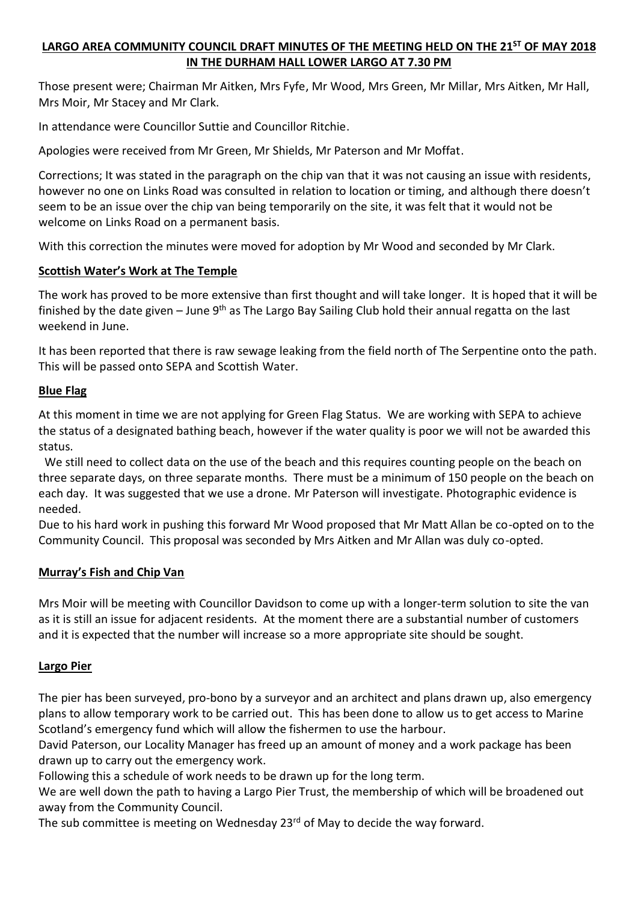# LARGO AREA COMMUNITY COUNCIL DRAFT MINUTES OF THE MEETING HELD ON THE 21ST OF MAY 2018 IN THE DURHAM HALL LOWER LARGO AT 7.30 PM

Those present were; Chairman Mr Aitken, Mrs Fyfe, Mr Wood, Mrs Green, Mr Millar, Mrs Aitken, Mr Hall, Mrs Moir, Mr Stacey and Mr Clark.

In attendance were Councillor Suttie and Councillor Ritchie.

Apologies were received from Mr Green, Mr Shields, Mr Paterson and Mr Moffat.

Corrections; It was stated in the paragraph on the chip van that it was not causing an issue with residents, however no one on Links Road was consulted in relation to location or timing, and although there doesn't seem to be an issue over the chip van being temporarily on the site, it was felt that it would not be welcome on Links Road on a permanent basis.

With this correction the minutes were moved for adoption by Mr Wood and seconded by Mr Clark.

## Scottish Water's Work at The Temple

The work has proved to be more extensive than first thought and will take longer. It is hoped that it will be finished by the date given – June 9th as The Largo Bay Sailing Club hold their annual regatta on the last weekend in June.

It has been reported that there is raw sewage leaking from the field north of The Serpentine onto the path. This will be passed onto SEPA and Scottish Water.

## Blue Flag

At this moment in time we are not applying for Green Flag Status. We are working with SEPA to achieve the status of a designated bathing beach, however if the water quality is poor we will not be awarded this status.

We still need to collect data on the use of the beach and this requires counting people on the beach on three separate days, on three separate months. There must be a minimum of 150 people on the beach on each day. It was suggested that we use a drone. Mr Paterson will investigate. Photographic evidence is needed.

Due to his hard work in pushing this forward Mr Wood proposed that Mr Matt Allan be co-opted on to the Community Council. This proposal was seconded by Mrs Aitken and Mr Allan was duly co-opted.

## Murray's Fish and Chip Van

Mrs Moir will be meeting with Councillor Davidson to come up with a longer-term solution to site the van as it is still an issue for adjacent residents. At the moment there are a substantial number of customers and it is expected that the number will increase so a more appropriate site should be sought.

## Largo Pier

The pier has been surveyed, pro-bono by a surveyor and an architect and plans drawn up, also emergency plans to allow temporary work to be carried out. This has been done to allow us to get access to Marine Scotland's emergency fund which will allow the fishermen to use the harbour.

David Paterson, our Locality Manager has freed up an amount of money and a work package has been drawn up to carry out the emergency work.

Following this a schedule of work needs to be drawn up for the long term.

We are well down the path to having a Largo Pier Trust, the membership of which will be broadened out away from the Community Council.

The sub committee is meeting on Wednesday 23rd of May to decide the way forward.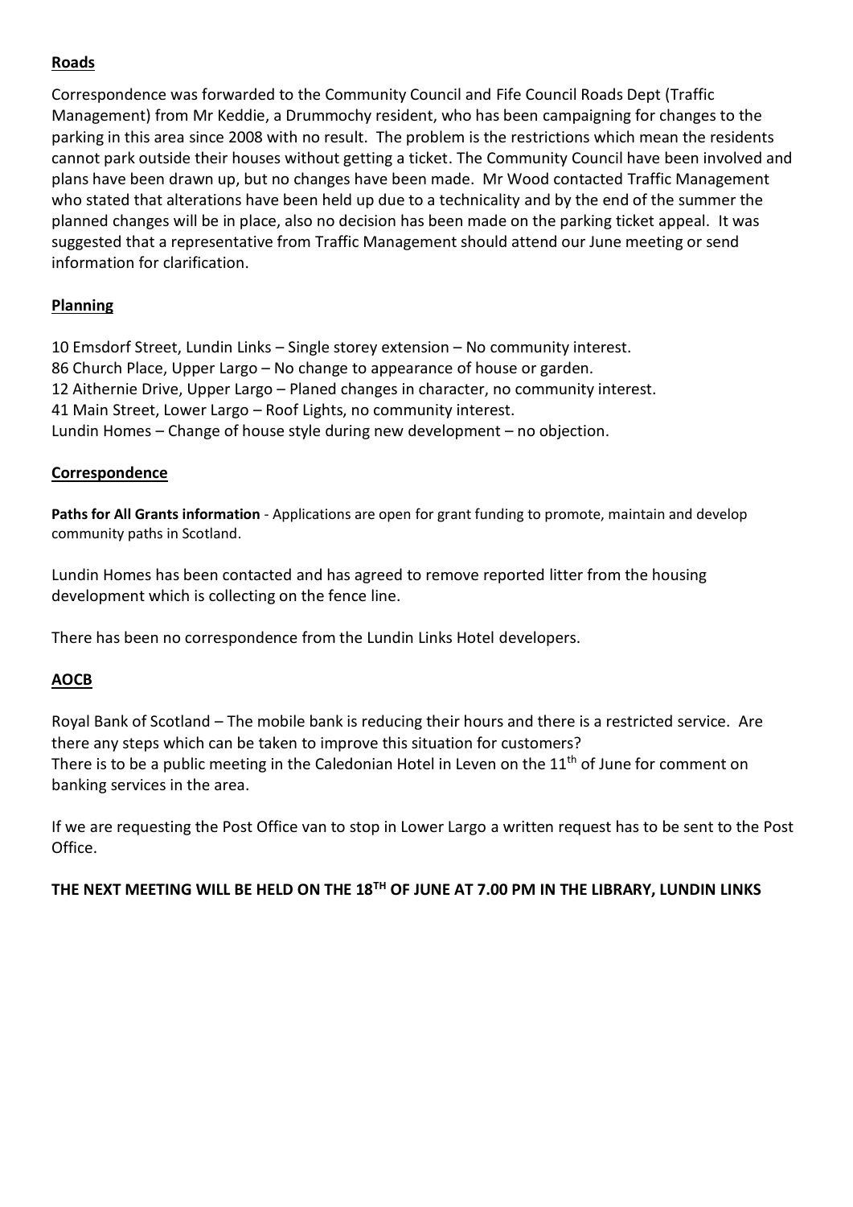## Roads

Correspondence was forwarded to the Community Council and Fife Council Roads Dept (Traffic Management) from Mr Keddie, a Drummochy resident, who has been campaigning for changes to the parking in this area since 2008 with no result. The problem is the restrictions which mean the residents cannot park outside their houses without getting a ticket. The Community Council have been involved and plans have been drawn up, but no changes have been made. Mr Wood contacted Traffic Management who stated that alterations have been held up due to a technicality and by the end of the summer the planned changes will be in place, also no decision has been made on the parking ticket appeal. It was suggested that a representative from Traffic Management should attend our June meeting or send information for clarification.

## Planning

10 Emsdorf Street, Lundin Links – Single storey extension – No community interest.
86 Church Place, Upper Largo – No change to appearance of house or garden.
12 Aithernie Drive, Upper Largo – Planed changes in character, no community interest.
41 Main Street, Lower Largo – Roof Lights, no community interest.
Lundin Homes – Change of house style during new development – no objection.

## Correspondence

**Paths for All Grants information** - Applications are open for grant funding to promote, maintain and develop community paths in Scotland.

Lundin Homes has been contacted and has agreed to remove reported litter from the housing development which is collecting on the fence line.

There has been no correspondence from the Lundin Links Hotel developers.

## AOCB

Royal Bank of Scotland – The mobile bank is reducing their hours and there is a restricted service. Are there any steps which can be taken to improve this situation for customers?
There is to be a public meeting in the Caledonian Hotel in Leven on the 11th of June for comment on banking services in the area.

If we are requesting the Post Office van to stop in Lower Largo a written request has to be sent to the Post Office.

**THE NEXT MEETING WILL BE HELD ON THE 18TH OF JUNE AT 7.00 PM IN THE LIBRARY, LUNDIN LINKS**